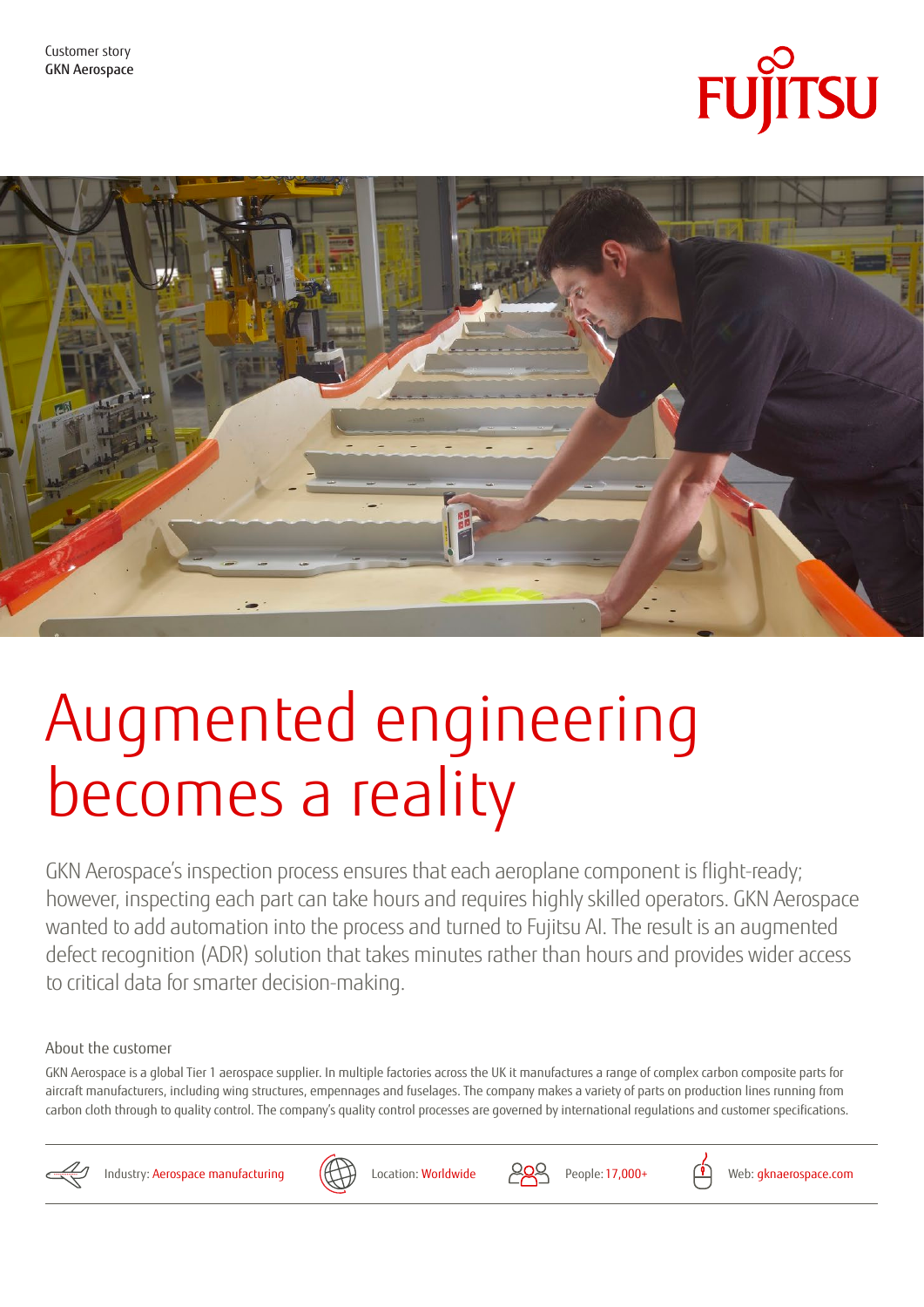Customer story
GKN Aerospace

# Augmented engineering becomes a reality

GKN Aerospace's inspection process ensures that each aeroplane component is flight-ready; however, inspecting each part can take hours and requires highly skilled operators. GKN Aerospace wanted to add automation into the process and turned to Fujitsu AI. The result is an augmented defect recognition (ADR) solution that takes minutes rather than hours and provides wider access to critical data for smarter decision-making.

## About the customer

GKN Aerospace is a global Tier 1 aerospace supplier. In multiple factories across the UK it manufactures a range of complex carbon composite parts for aircraft manufacturers, including wing structures, empennages and fuselages. The company makes a variety of parts on production lines running from carbon cloth through to quality control. The company's quality control processes are governed by international regulations and customer specifications.

Industry: Aerospace manufacturing | Location: Worldwide | People: 17,000+ | Web: gknaerospace.com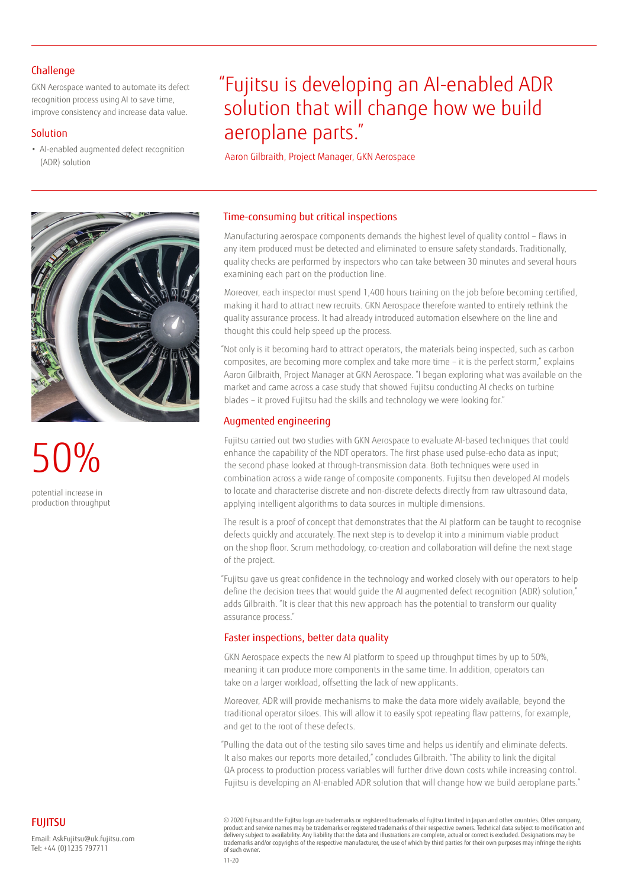## Challenge

GKN Aerospace wanted to automate its defect recognition process using AI to save time, improve consistency and increase data value.

## Solution

- AI-enabled augmented defect recognition (ADR) solution

> "Fujitsu is developing an AI-enabled ADR solution that will change how we build aeroplane parts."
>
> Aaron Gilbraith, Project Manager, GKN Aerospace

# 50%

potential increase in production throughput

### Time-consuming but critical inspections

Manufacturing aerospace components demands the highest level of quality control – flaws in any item produced must be detected and eliminated to ensure safety standards. Traditionally, quality checks are performed by inspectors who can take between 30 minutes and several hours examining each part on the production line.

Moreover, each inspector must spend 1,400 hours training on the job before becoming certified, making it hard to attract new recruits. GKN Aerospace therefore wanted to entirely rethink the quality assurance process. It had already introduced automation elsewhere on the line and thought this could help speed up the process.

"Not only is it becoming hard to attract operators, the materials being inspected, such as carbon composites, are becoming more complex and take more time – it is the perfect storm," explains Aaron Gilbraith, Project Manager at GKN Aerospace. "I began exploring what was available on the market and came across a case study that showed Fujitsu conducting AI checks on turbine blades – it proved Fujitsu had the skills and technology we were looking for."

### Augmented engineering

Fujitsu carried out two studies with GKN Aerospace to evaluate AI-based techniques that could enhance the capability of the NDT operators. The first phase used pulse-echo data as input; the second phase looked at through-transmission data. Both techniques were used in combination across a wide range of composite components. Fujitsu then developed AI models to locate and characterise discrete and non-discrete defects directly from raw ultrasound data, applying intelligent algorithms to data sources in multiple dimensions.

The result is a proof of concept that demonstrates that the AI platform can be taught to recognise defects quickly and accurately. The next step is to develop it into a minimum viable product on the shop floor. Scrum methodology, co-creation and collaboration will define the next stage of the project.

"Fujitsu gave us great confidence in the technology and worked closely with our operators to help define the decision trees that would guide the AI augmented defect recognition (ADR) solution," adds Gilbraith. "It is clear that this new approach has the potential to transform our quality assurance process."

### Faster inspections, better data quality

GKN Aerospace expects the new AI platform to speed up throughput times by up to 50%, meaning it can produce more components in the same time. In addition, operators can take on a larger workload, offsetting the lack of new applicants.

Moreover, ADR will provide mechanisms to make the data more widely available, beyond the traditional operator siloes. This will allow it to easily spot repeating flaw patterns, for example, and get to the root of these defects.

"Pulling the data out of the testing silo saves time and helps us identify and eliminate defects. It also makes our reports more detailed," concludes Gilbraith. "The ability to link the digital QA process to production process variables will further drive down costs while increasing control. Fujitsu is developing an AI-enabled ADR solution that will change how we build aeroplane parts."

**FUJITSU**

Email: AskFujitsu@uk.fujitsu.com
Tel: +44 (0)1235 797711

© 2020 Fujitsu and the Fujitsu logo are trademarks or registered trademarks of Fujitsu Limited in Japan and other countries. Other company, product and service names may be trademarks or registered trademarks of their respective owners. Technical data subject to modification and delivery subject to availability. Any liability that the data and illustrations are complete, actual or correct is excluded. Designations may be trademarks and/or copyrights of the respective manufacturer, the use of which by third parties for their own purposes may infringe the rights of such owner.

11-20